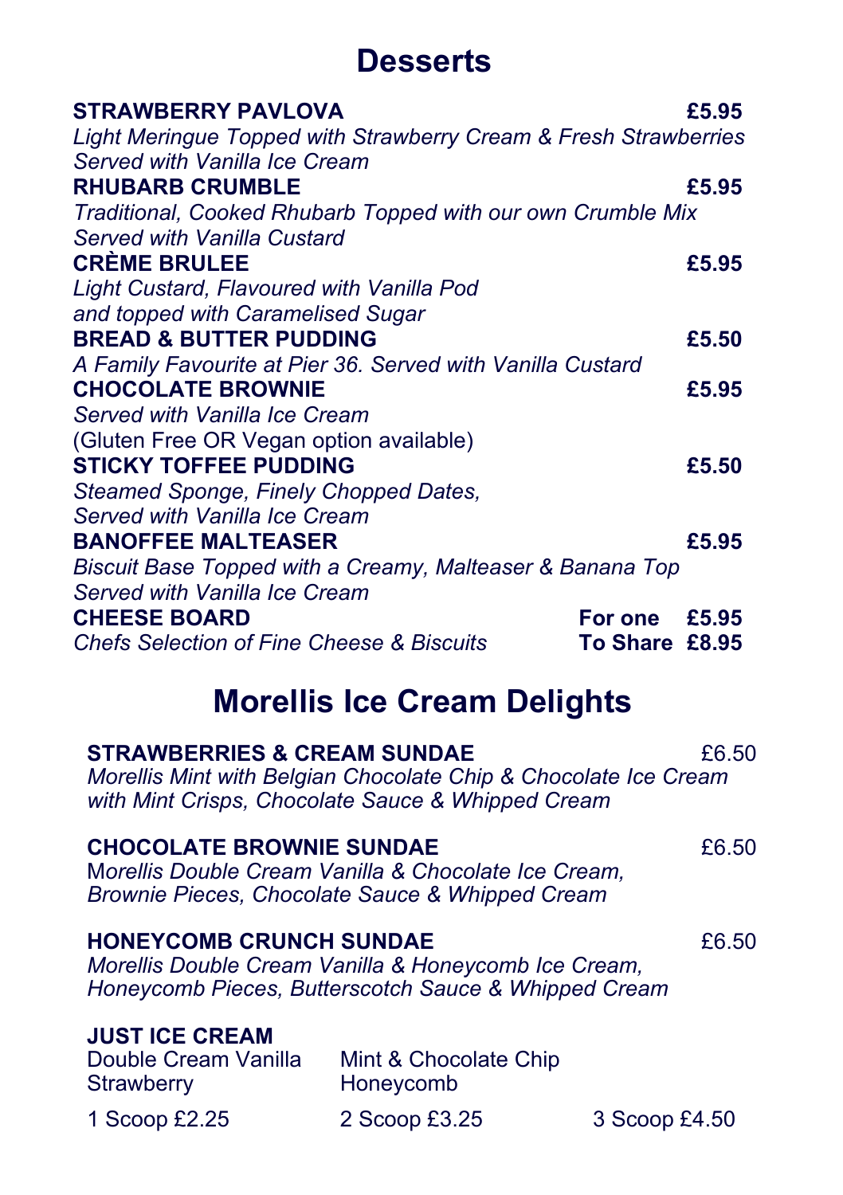# Desserts

**STRAWBERRY PAVLOVA** **£5.95**
*Light Meringue Topped with Strawberry Cream & Fresh Strawberries*
*Served with Vanilla Ice Cream*

**RHUBARB CRUMBLE** **£5.95**
*Traditional, Cooked Rhubarb Topped with our own Crumble Mix*
*Served with Vanilla Custard*

**CRÈME BRULEE** **£5.95**
*Light Custard, Flavoured with Vanilla Pod*
*and topped with Caramelised Sugar*

**BREAD & BUTTER PUDDING** **£5.50**
*A Family Favourite at Pier 36. Served with Vanilla Custard*

**CHOCOLATE BROWNIE** **£5.95**
*Served with Vanilla Ice Cream*
(Gluten Free OR Vegan option available)

**STICKY TOFFEE PUDDING** **£5.50**
*Steamed Sponge, Finely Chopped Dates,*
*Served with Vanilla Ice Cream*

**BANOFFEE MALTEASER** **£5.95**
*Biscuit Base Topped with a Creamy, Malteaser & Banana Top*
*Served with Vanilla Ice Cream*

**CHEESE BOARD** **For one £5.95**
*Chefs Selection of Fine Cheese & Biscuits* **To Share £8.95**

# Morellis Ice Cream Delights

**STRAWBERRIES & CREAM SUNDAE** £6.50
*Morellis Mint with Belgian Chocolate Chip & Chocolate Ice Cream*
*with Mint Crisps, Chocolate Sauce & Whipped Cream*

**CHOCOLATE BROWNIE SUNDAE** £6.50
*Morellis Double Cream Vanilla & Chocolate Ice Cream,*
*Brownie Pieces, Chocolate Sauce & Whipped Cream*

**HONEYCOMB CRUNCH SUNDAE** £6.50
*Morellis Double Cream Vanilla & Honeycomb Ice Cream,*
*Honeycomb Pieces, Butterscotch Sauce & Whipped Cream*

**JUST ICE CREAM**

Double Cream Vanilla
Mint & Chocolate Chip
Strawberry
Honeycomb

1 Scoop £2.25 | 2 Scoop £3.25 | 3 Scoop £4.50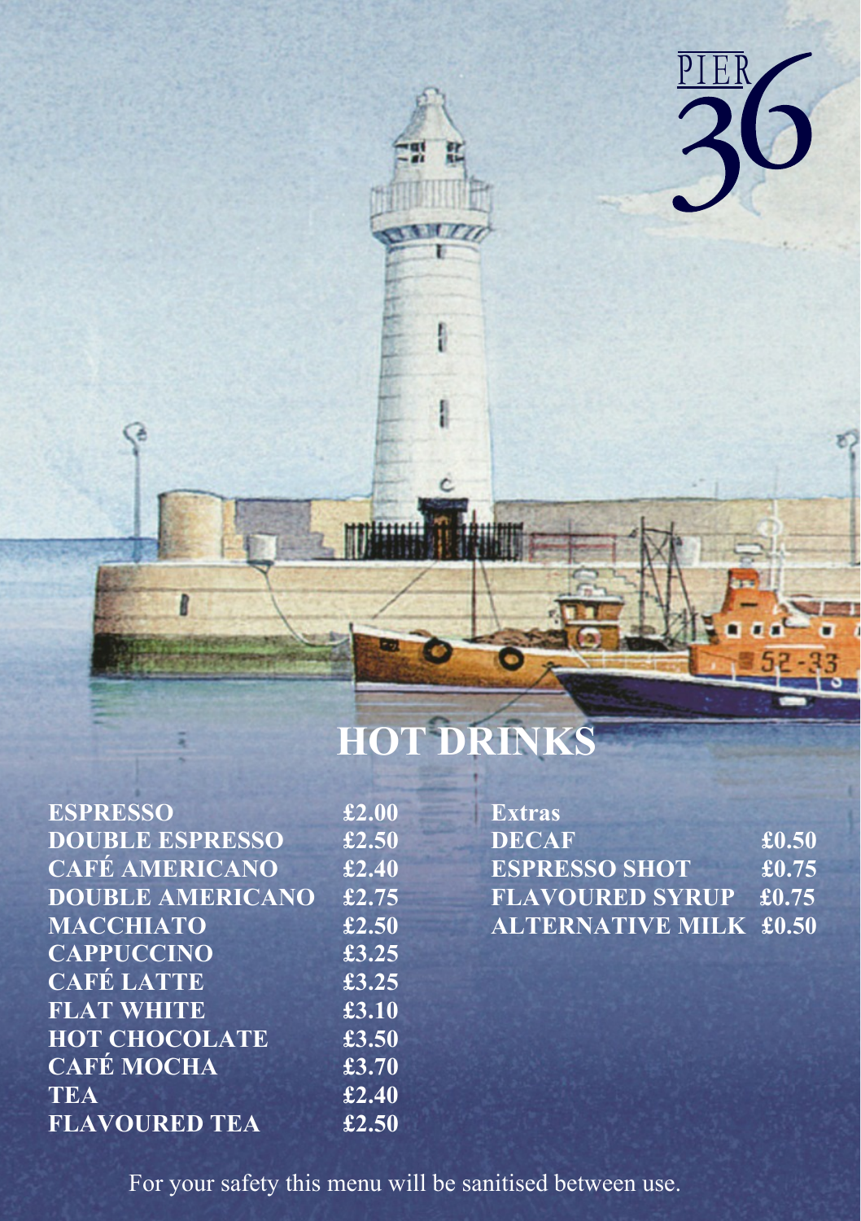PIER 36

# HOT DRINKS

| | |
|---|---|
| **ESPRESSO** | **£2.00** |
| **DOUBLE ESPRESSO** | **£2.50** |
| **CAFÉ AMERICANO** | **£2.40** |
| **DOUBLE AMERICANO** | **£2.75** |
| **MACCHIATO** | **£2.50** |
| **CAPPUCCINO** | **£3.25** |
| **CAFÉ LATTE** | **£3.25** |
| **FLAT WHITE** | **£3.10** |
| **HOT CHOCOLATE** | **£3.50** |
| **CAFÉ MOCHA** | **£3.70** |
| **TEA** | **£2.40** |
| **FLAVOURED TEA** | **£2.50** |

| **Extras** | |
|---|---|
| **DECAF** | **£0.50** |
| **ESPRESSO SHOT** | **£0.75** |
| **FLAVOURED SYRUP** | **£0.75** |
| **ALTERNATIVE MILK** | **£0.50** |

For your safety this menu will be sanitised between use.